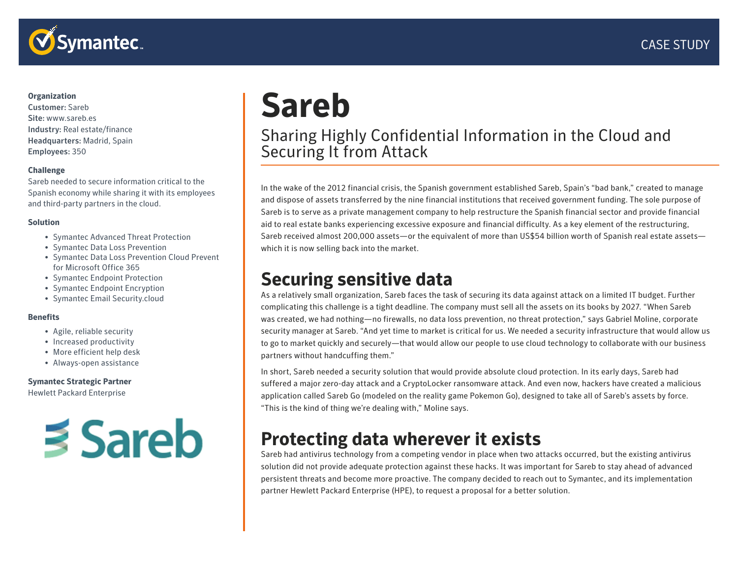CASE STUDY

**Organization**
**Customer:** Sareb
**Site:** www.sareb.es
**Industry:** Real estate/finance
**Headquarters:** Madrid, Spain
**Employees:** 350

**Challenge**
Sareb needed to secure information critical to the Spanish economy while sharing it with its employees and third-party partners in the cloud.

**Solution**

- Symantec Advanced Threat Protection
- Symantec Data Loss Prevention
- Symantec Data Loss Prevention Cloud Prevent for Microsoft Office 365
- Symantec Endpoint Protection
- Symantec Endpoint Encryption
- Symantec Email Security.cloud

**Benefits**

- Agile, reliable security
- Increased productivity
- More efficient help desk
- Always-open assistance

**Symantec Strategic Partner**
Hewlett Packard Enterprise

# Sareb

## Sharing Highly Confidential Information in the Cloud and Securing It from Attack

In the wake of the 2012 financial crisis, the Spanish government established Sareb, Spain's "bad bank," created to manage and dispose of assets transferred by the nine financial institutions that received government funding. The sole purpose of Sareb is to serve as a private management company to help restructure the Spanish financial sector and provide financial aid to real estate banks experiencing excessive exposure and financial difficulty. As a key element of the restructuring, Sareb received almost 200,000 assets—or the equivalent of more than US$54 billion worth of Spanish real estate assets—which it is now selling back into the market.

## Securing sensitive data

As a relatively small organization, Sareb faces the task of securing its data against attack on a limited IT budget. Further complicating this challenge is a tight deadline. The company must sell all the assets on its books by 2027. "When Sareb was created, we had nothing—no firewalls, no data loss prevention, no threat protection," says Gabriel Moline, corporate security manager at Sareb. "And yet time to market is critical for us. We needed a security infrastructure that would allow us to go to market quickly and securely—that would allow our people to use cloud technology to collaborate with our business partners without handcuffing them."

In short, Sareb needed a security solution that would provide absolute cloud protection. In its early days, Sareb had suffered a major zero-day attack and a CryptoLocker ransomware attack. And even now, hackers have created a malicious application called Sareb Go (modeled on the reality game Pokemon Go), designed to take all of Sareb's assets by force. "This is the kind of thing we're dealing with," Moline says.

## Protecting data wherever it exists

Sareb had antivirus technology from a competing vendor in place when two attacks occurred, but the existing antivirus solution did not provide adequate protection against these hacks. It was important for Sareb to stay ahead of advanced persistent threats and become more proactive. The company decided to reach out to Symantec, and its implementation partner Hewlett Packard Enterprise (HPE), to request a proposal for a better solution.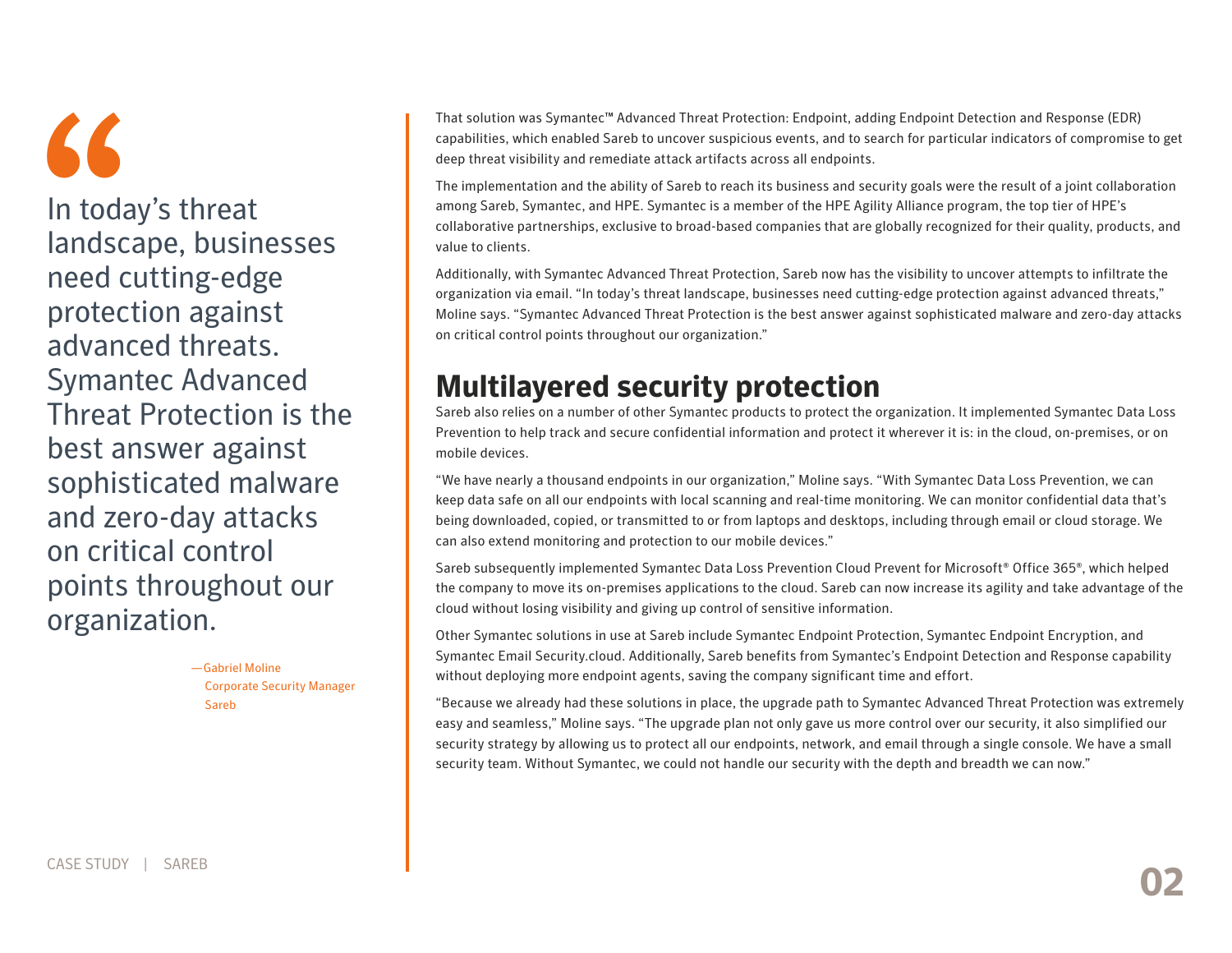> In today's threat landscape, businesses need cutting-edge protection against advanced threats. Symantec Advanced Threat Protection is the best answer against sophisticated malware and zero-day attacks on critical control points throughout our organization.
>
> —Gabriel Moline
> Corporate Security Manager
> Sareb

That solution was Symantec™ Advanced Threat Protection: Endpoint, adding Endpoint Detection and Response (EDR) capabilities, which enabled Sareb to uncover suspicious events, and to search for particular indicators of compromise to get deep threat visibility and remediate attack artifacts across all endpoints.

The implementation and the ability of Sareb to reach its business and security goals were the result of a joint collaboration among Sareb, Symantec, and HPE. Symantec is a member of the HPE Agility Alliance program, the top tier of HPE's collaborative partnerships, exclusive to broad-based companies that are globally recognized for their quality, products, and value to clients.

Additionally, with Symantec Advanced Threat Protection, Sareb now has the visibility to uncover attempts to infiltrate the organization via email. "In today's threat landscape, businesses need cutting-edge protection against advanced threats," Moline says. "Symantec Advanced Threat Protection is the best answer against sophisticated malware and zero-day attacks on critical control points throughout our organization."

## Multilayered security protection

Sareb also relies on a number of other Symantec products to protect the organization. It implemented Symantec Data Loss Prevention to help track and secure confidential information and protect it wherever it is: in the cloud, on-premises, or on mobile devices.

"We have nearly a thousand endpoints in our organization," Moline says. "With Symantec Data Loss Prevention, we can keep data safe on all our endpoints with local scanning and real-time monitoring. We can monitor confidential data that's being downloaded, copied, or transmitted to or from laptops and desktops, including through email or cloud storage. We can also extend monitoring and protection to our mobile devices."

Sareb subsequently implemented Symantec Data Loss Prevention Cloud Prevent for Microsoft® Office 365®, which helped the company to move its on-premises applications to the cloud. Sareb can now increase its agility and take advantage of the cloud without losing visibility and giving up control of sensitive information.

Other Symantec solutions in use at Sareb include Symantec Endpoint Protection, Symantec Endpoint Encryption, and Symantec Email Security.cloud. Additionally, Sareb benefits from Symantec's Endpoint Detection and Response capability without deploying more endpoint agents, saving the company significant time and effort.

"Because we already had these solutions in place, the upgrade path to Symantec Advanced Threat Protection was extremely easy and seamless," Moline says. "The upgrade plan not only gave us more control over our security, it also simplified our security strategy by allowing us to protect all our endpoints, network, and email through a single console. We have a small security team. Without Symantec, we could not handle our security with the depth and breadth we can now."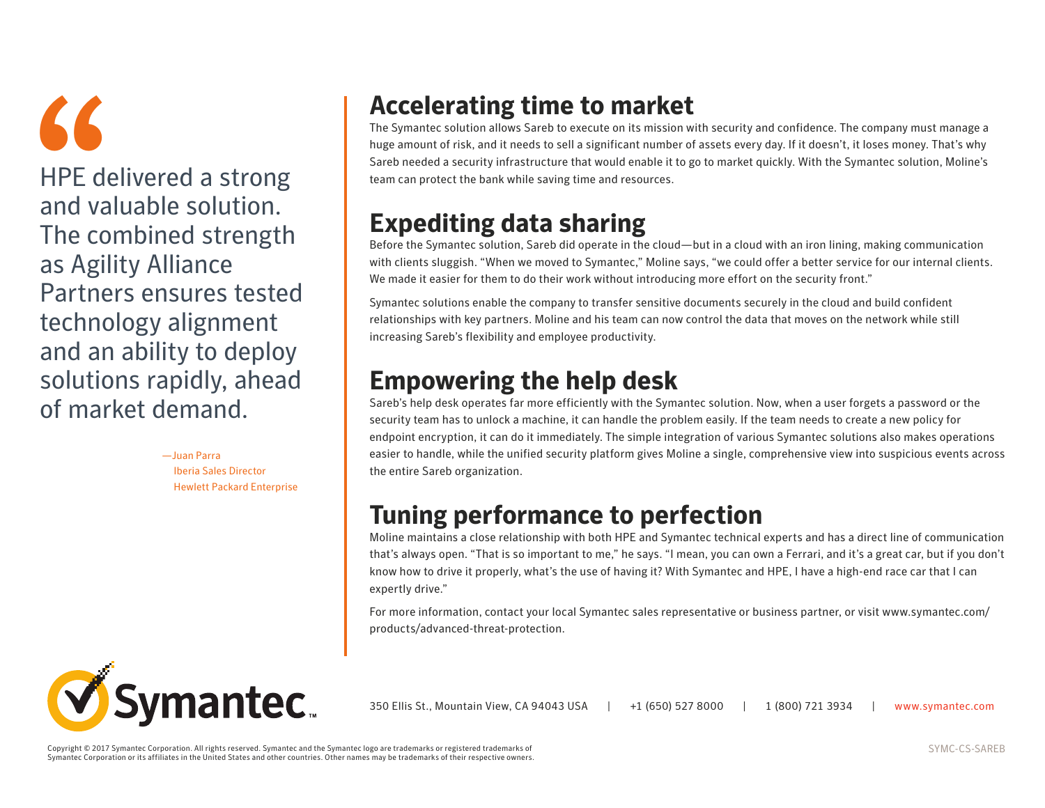> HPE delivered a strong and valuable solution. The combined strength as Agility Alliance Partners ensures tested technology alignment and an ability to deploy solutions rapidly, ahead of market demand.
>
> —Juan Parra
> Iberia Sales Director
> Hewlett Packard Enterprise

## Accelerating time to market

The Symantec solution allows Sareb to execute on its mission with security and confidence. The company must manage a huge amount of risk, and it needs to sell a significant number of assets every day. If it doesn't, it loses money. That's why Sareb needed a security infrastructure that would enable it to go to market quickly. With the Symantec solution, Moline's team can protect the bank while saving time and resources.

## Expediting data sharing

Before the Symantec solution, Sareb did operate in the cloud—but in a cloud with an iron lining, making communication with clients sluggish. "When we moved to Symantec," Moline says, "we could offer a better service for our internal clients. We made it easier for them to do their work without introducing more effort on the security front."

Symantec solutions enable the company to transfer sensitive documents securely in the cloud and build confident relationships with key partners. Moline and his team can now control the data that moves on the network while still increasing Sareb's flexibility and employee productivity.

## Empowering the help desk

Sareb's help desk operates far more efficiently with the Symantec solution. Now, when a user forgets a password or the security team has to unlock a machine, it can handle the problem easily. If the team needs to create a new policy for endpoint encryption, it can do it immediately. The simple integration of various Symantec solutions also makes operations easier to handle, while the unified security platform gives Moline a single, comprehensive view into suspicious events across the entire Sareb organization.

## Tuning performance to perfection

Moline maintains a close relationship with both HPE and Symantec technical experts and has a direct line of communication that's always open. "That is so important to me," he says. "I mean, you can own a Ferrari, and it's a great car, but if you don't know how to drive it properly, what's the use of having it? With Symantec and HPE, I have a high-end race car that I can expertly drive."

For more information, contact your local Symantec sales representative or business partner, or visit www.symantec.com/products/advanced-threat-protection.

Symantec

350 Ellis St., Mountain View, CA 94043 USA | +1 (650) 527 8000 | 1 (800) 721 3934 | www.symantec.com

Copyright © 2017 Symantec Corporation. All rights reserved. Symantec and the Symantec logo are trademarks or registered trademarks of Symantec Corporation or its affiliates in the United States and other countries. Other names may be trademarks of their respective owners.

SYMC-CS-SAREB